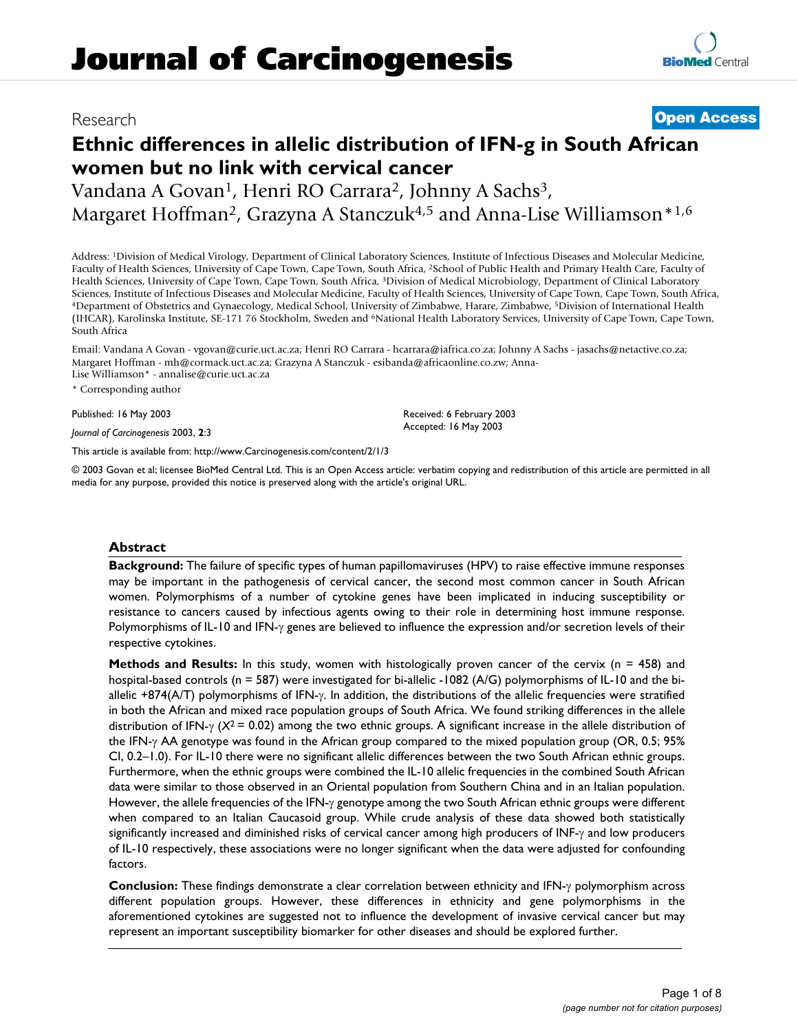Research

**Open Access**

# Ethnic differences in allelic distribution of IFN-g in South African women but no link with cervical cancer

Vandana A Govan[1], Henri RO Carrara[2], Johnny A Sachs[3], Margaret Hoffman[2], Grazyna A Stanczuk[4,5] and Anna-Lise Williamson*[1,6]

Address: [1]Division of Medical Virology, Department of Clinical Laboratory Sciences, Institute of Infectious Diseases and Molecular Medicine, Faculty of Health Sciences, University of Cape Town, Cape Town, South Africa, [2]School of Public Health and Primary Health Care, Faculty of Health Sciences, University of Cape Town, Cape Town, South Africa, [3]Division of Medical Microbiology, Department of Clinical Laboratory Sciences, Institute of Infectious Diseases and Molecular Medicine, Faculty of Health Sciences, University of Cape Town, Cape Town, South Africa, [4]Department of Obstetrics and Gynaecology, Medical School, University of Zimbabwe, Harare, Zimbabwe, [5]Division of International Health (IHCAR), Karolinska Institute, SE-171 76 Stockholm, Sweden and [6]National Health Laboratory Services, University of Cape Town, Cape Town, South Africa

Email: Vandana A Govan - vgovan@curie.uct.ac.za; Henri RO Carrara - hcarrara@iafrica.co.za; Johnny A Sachs - jasachs@netactive.co.za; Margaret Hoffman - mh@cormack.uct.ac.za; Grazyna A Stanczuk - esibanda@africaonline.co.zw; Anna-Lise Williamson* - annalise@curie.uct.ac.za

\* Corresponding author

Published: 16 May 2003

*Journal of Carcinogenesis* 2003, **2**:3

Received: 6 February 2003
Accepted: 16 May 2003

This article is available from: http://www.Carcinogenesis.com/content/2/1/3

© 2003 Govan et al; licensee BioMed Central Ltd. This is an Open Access article: verbatim copying and redistribution of this article are permitted in all media for any purpose, provided this notice is preserved along with the article's original URL.

## Abstract

**Background:** The failure of specific types of human papillomaviruses (HPV) to raise effective immune responses may be important in the pathogenesis of cervical cancer, the second most common cancer in South African women. Polymorphisms of a number of cytokine genes have been implicated in inducing susceptibility or resistance to cancers caused by infectious agents owing to their role in determining host immune response. Polymorphisms of IL-10 and IFN-γ genes are believed to influence the expression and/or secretion levels of their respective cytokines.

**Methods and Results:** In this study, women with histologically proven cancer of the cervix (n = 458) and hospital-based controls (n = 587) were investigated for bi-allelic -1082 (A/G) polymorphisms of IL-10 and the bi-allelic +874(A/T) polymorphisms of IFN-γ. In addition, the distributions of the allelic frequencies were stratified in both the African and mixed race population groups of South Africa. We found striking differences in the allele distribution of IFN-γ ($X^2$ = 0.02) among the two ethnic groups. A significant increase in the allele distribution of the IFN-γ AA genotype was found in the African group compared to the mixed population group (OR, 0.5; 95% CI, 0.2–1.0). For IL-10 there were no significant allelic differences between the two South African ethnic groups. Furthermore, when the ethnic groups were combined the IL-10 allelic frequencies in the combined South African data were similar to those observed in an Oriental population from Southern China and in an Italian population. However, the allele frequencies of the IFN-γ genotype among the two South African ethnic groups were different when compared to an Italian Caucasoid group. While crude analysis of these data showed both statistically significantly increased and diminished risks of cervical cancer among high producers of INF-γ and low producers of IL-10 respectively, these associations were no longer significant when the data were adjusted for confounding factors.

**Conclusion:** These findings demonstrate a clear correlation between ethnicity and IFN-γ polymorphism across different population groups. However, these differences in ethnicity and gene polymorphisms in the aforementioned cytokines are suggested not to influence the development of invasive cervical cancer but may represent an important susceptibility biomarker for other diseases and should be explored further.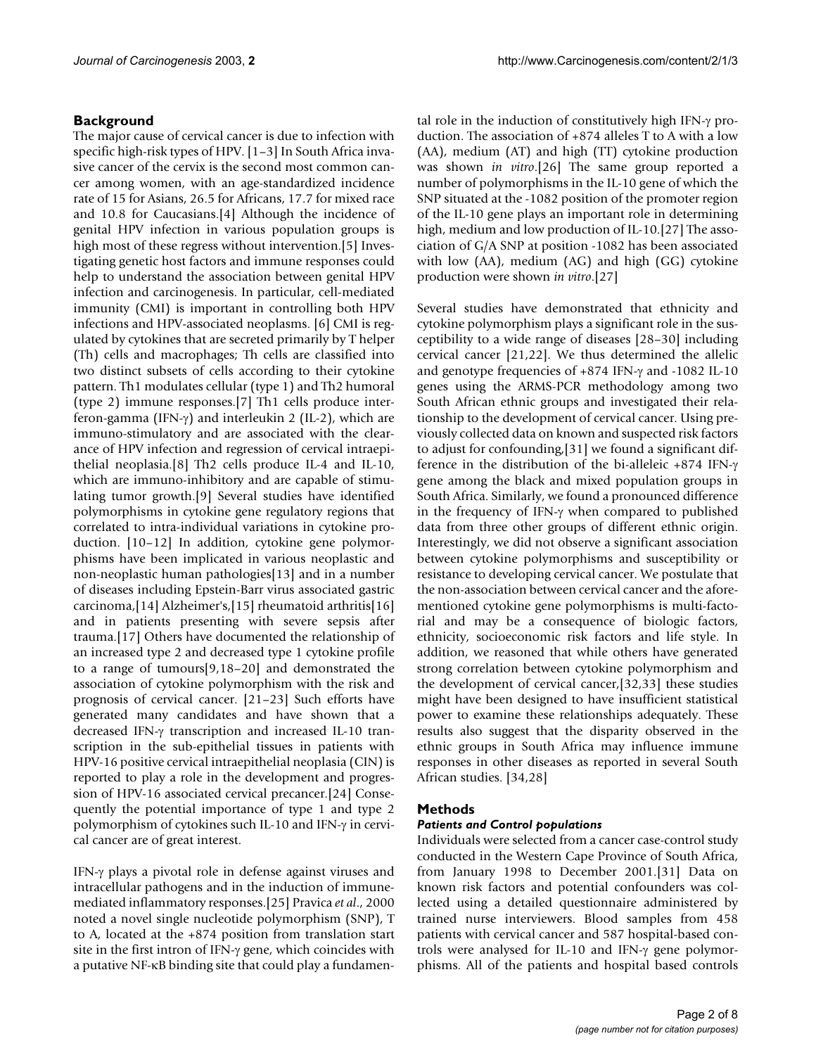## Background

The major cause of cervical cancer is due to infection with specific high-risk types of HPV. [1–3] In South Africa invasive cancer of the cervix is the second most common cancer among women, with an age-standardized incidence rate of 15 for Asians, 26.5 for Africans, 17.7 for mixed race and 10.8 for Caucasians.[4] Although the incidence of genital HPV infection in various population groups is high most of these regress without intervention.[5] Investigating genetic host factors and immune responses could help to understand the association between genital HPV infection and carcinogenesis. In particular, cell-mediated immunity (CMI) is important in controlling both HPV infections and HPV-associated neoplasms. [6] CMI is regulated by cytokines that are secreted primarily by T helper (Th) cells and macrophages; Th cells are classified into two distinct subsets of cells according to their cytokine pattern. Th1 modulates cellular (type 1) and Th2 humoral (type 2) immune responses.[7] Th1 cells produce interferon-gamma (IFN-γ) and interleukin 2 (IL-2), which are immuno-stimulatory and are associated with the clearance of HPV infection and regression of cervical intraepithelial neoplasia.[8] Th2 cells produce IL-4 and IL-10, which are immuno-inhibitory and are capable of stimulating tumor growth.[9] Several studies have identified polymorphisms in cytokine gene regulatory regions that correlated to intra-individual variations in cytokine production. [10–12] In addition, cytokine gene polymorphisms have been implicated in various neoplastic and non-neoplastic human pathologies[13] and in a number of diseases including Epstein-Barr virus associated gastric carcinoma,[14] Alzheimer's,[15] rheumatoid arthritis[16] and in patients presenting with severe sepsis after trauma.[17] Others have documented the relationship of an increased type 2 and decreased type 1 cytokine profile to a range of tumours[9,18–20] and demonstrated the association of cytokine polymorphism with the risk and prognosis of cervical cancer. [21–23] Such efforts have generated many candidates and have shown that a decreased IFN-γ transcription and increased IL-10 transcription in the sub-epithelial tissues in patients with HPV-16 positive cervical intraepithelial neoplasia (CIN) is reported to play a role in the development and progression of HPV-16 associated cervical precancer.[24] Consequently the potential importance of type 1 and type 2 polymorphism of cytokines such IL-10 and IFN-γ in cervical cancer are of great interest.

IFN-γ plays a pivotal role in defense against viruses and intracellular pathogens and in the induction of immune-mediated inflammatory responses.[25] Pravica *et al*., 2000 noted a novel single nucleotide polymorphism (SNP), T to A, located at the +874 position from translation start site in the first intron of IFN-γ gene, which coincides with a putative NF-κB binding site that could play a fundamental role in the induction of constitutively high IFN-γ production. The association of +874 alleles T to A with a low (AA), medium (AT) and high (TT) cytokine production was shown *in vitro*.[26] The same group reported a number of polymorphisms in the IL-10 gene of which the SNP situated at the -1082 position of the promoter region of the IL-10 gene plays an important role in determining high, medium and low production of IL-10.[27] The association of G/A SNP at position -1082 has been associated with low (AA), medium (AG) and high (GG) cytokine production were shown *in vitro*.[27]

Several studies have demonstrated that ethnicity and cytokine polymorphism plays a significant role in the susceptibility to a wide range of diseases [28–30] including cervical cancer [21,22]. We thus determined the allelic and genotype frequencies of +874 IFN-γ and -1082 IL-10 genes using the ARMS-PCR methodology among two South African ethnic groups and investigated their relationship to the development of cervical cancer. Using previously collected data on known and suspected risk factors to adjust for confounding,[31] we found a significant difference in the distribution of the bi-alleleic +874 IFN-γ gene among the black and mixed population groups in South Africa. Similarly, we found a pronounced difference in the frequency of IFN-γ when compared to published data from three other groups of different ethnic origin. Interestingly, we did not observe a significant association between cytokine polymorphisms and susceptibility or resistance to developing cervical cancer. We postulate that the non-association between cervical cancer and the aforementioned cytokine gene polymorphisms is multi-factorial and may be a consequence of biologic factors, ethnicity, socioeconomic risk factors and life style. In addition, we reasoned that while others have generated strong correlation between cytokine polymorphism and the development of cervical cancer,[32,33] these studies might have been designed to have insufficient statistical power to examine these relationships adequately. These results also suggest that the disparity observed in the ethnic groups in South Africa may influence immune responses in other diseases as reported in several South African studies. [34,28]

## Methods

### *Patients and Control populations*

Individuals were selected from a cancer case-control study conducted in the Western Cape Province of South Africa, from January 1998 to December 2001.[31] Data on known risk factors and potential confounders was collected using a detailed questionnaire administered by trained nurse interviewers. Blood samples from 458 patients with cervical cancer and 587 hospital-based controls were analysed for IL-10 and IFN-γ gene polymorphisms. All of the patients and hospital based controls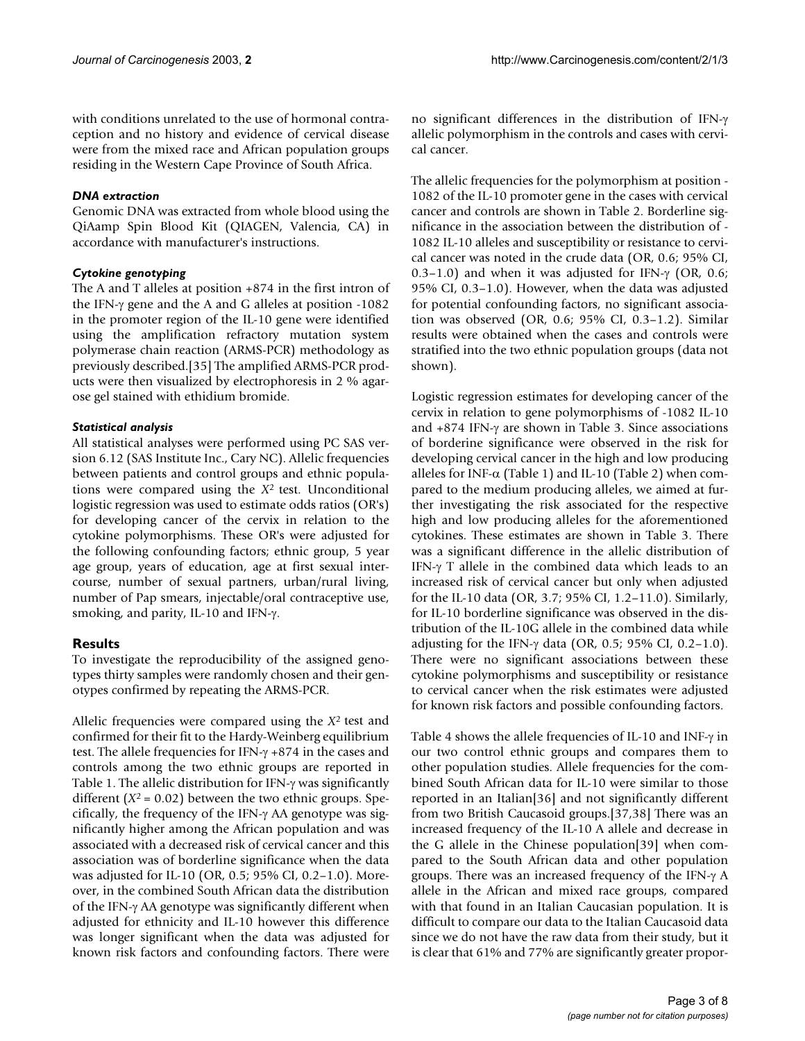with conditions unrelated to the use of hormonal contraception and no history and evidence of cervical disease were from the mixed race and African population groups residing in the Western Cape Province of South Africa.

### *DNA extraction*

Genomic DNA was extracted from whole blood using the QiAamp Spin Blood Kit (QIAGEN, Valencia, CA) in accordance with manufacturer's instructions.

### *Cytokine genotyping*

The A and T alleles at position +874 in the first intron of the IFN-γ gene and the A and G alleles at position -1082 in the promoter region of the IL-10 gene were identified using the amplification refractory mutation system polymerase chain reaction (ARMS-PCR) methodology as previously described.[35] The amplified ARMS-PCR products were then visualized by electrophoresis in 2 % agarose gel stained with ethidium bromide.

### *Statistical analysis*

All statistical analyses were performed using PC SAS version 6.12 (SAS Institute Inc., Cary NC). Allelic frequencies between patients and control groups and ethnic populations were compared using the $X^2$ test. Unconditional logistic regression was used to estimate odds ratios (OR's) for developing cancer of the cervix in relation to the cytokine polymorphisms. These OR's were adjusted for the following confounding factors; ethnic group, 5 year age group, years of education, age at first sexual intercourse, number of sexual partners, urban/rural living, number of Pap smears, injectable/oral contraceptive use, smoking, and parity, IL-10 and IFN-γ.

## Results

To investigate the reproducibility of the assigned genotypes thirty samples were randomly chosen and their genotypes confirmed by repeating the ARMS-PCR.

Allelic frequencies were compared using the $X^2$ test and confirmed for their fit to the Hardy-Weinberg equilibrium test. The allele frequencies for IFN-γ +874 in the cases and controls among the two ethnic groups are reported in Table 1. The allelic distribution for IFN-γ was significantly different ($X^2$ = 0.02) between the two ethnic groups. Specifically, the frequency of the IFN-γ AA genotype was significantly higher among the African population and was associated with a decreased risk of cervical cancer and this association was of borderline significance when the data was adjusted for IL-10 (OR, 0.5; 95% CI, 0.2–1.0). Moreover, in the combined South African data the distribution of the IFN-γ AA genotype was significantly different when adjusted for ethnicity and IL-10 however this difference was longer significant when the data was adjusted for known risk factors and confounding factors. There were no significant differences in the distribution of IFN-γ allelic polymorphism in the controls and cases with cervical cancer.

The allelic frequencies for the polymorphism at position -1082 of the IL-10 promoter gene in the cases with cervical cancer and controls are shown in Table 2. Borderline significance in the association between the distribution of -1082 IL-10 alleles and susceptibility or resistance to cervical cancer was noted in the crude data (OR, 0.6; 95% CI, 0.3–1.0) and when it was adjusted for IFN-γ (OR, 0.6; 95% CI, 0.3–1.0). However, when the data was adjusted for potential confounding factors, no significant association was observed (OR, 0.6; 95% CI, 0.3–1.2). Similar results were obtained when the cases and controls were stratified into the two ethnic population groups (data not shown).

Logistic regression estimates for developing cancer of the cervix in relation to gene polymorphisms of -1082 IL-10 and +874 IFN-γ are shown in Table 3. Since associations of borderine significance were observed in the risk for developing cervical cancer in the high and low producing alleles for INF-α (Table 1) and IL-10 (Table 2) when compared to the medium producing alleles, we aimed at further investigating the risk associated for the respective high and low producing alleles for the aforementioned cytokines. These estimates are shown in Table 3. There was a significant difference in the allelic distribution of IFN-γ T allele in the combined data which leads to an increased risk of cervical cancer but only when adjusted for the IL-10 data (OR, 3.7; 95% CI, 1.2–11.0). Similarly, for IL-10 borderline significance was observed in the distribution of the IL-10G allele in the combined data while adjusting for the IFN-γ data (OR, 0.5; 95% CI, 0.2–1.0). There were no significant associations between these cytokine polymorphisms and susceptibility or resistance to cervical cancer when the risk estimates were adjusted for known risk factors and possible confounding factors.

Table 4 shows the allele frequencies of IL-10 and INF-γ in our two control ethnic groups and compares them to other population studies. Allele frequencies for the combined South African data for IL-10 were similar to those reported in an Italian[36] and not significantly different from two British Caucasoid groups.[37,38] There was an increased frequency of the IL-10 A allele and decrease in the G allele in the Chinese population[39] when compared to the South African data and other population groups. There was an increased frequency of the IFN-γ A allele in the African and mixed race groups, compared with that found in an Italian Caucasian population. It is difficult to compare our data to the Italian Caucasoid data since we do not have the raw data from their study, but it is clear that 61% and 77% are significantly greater propor-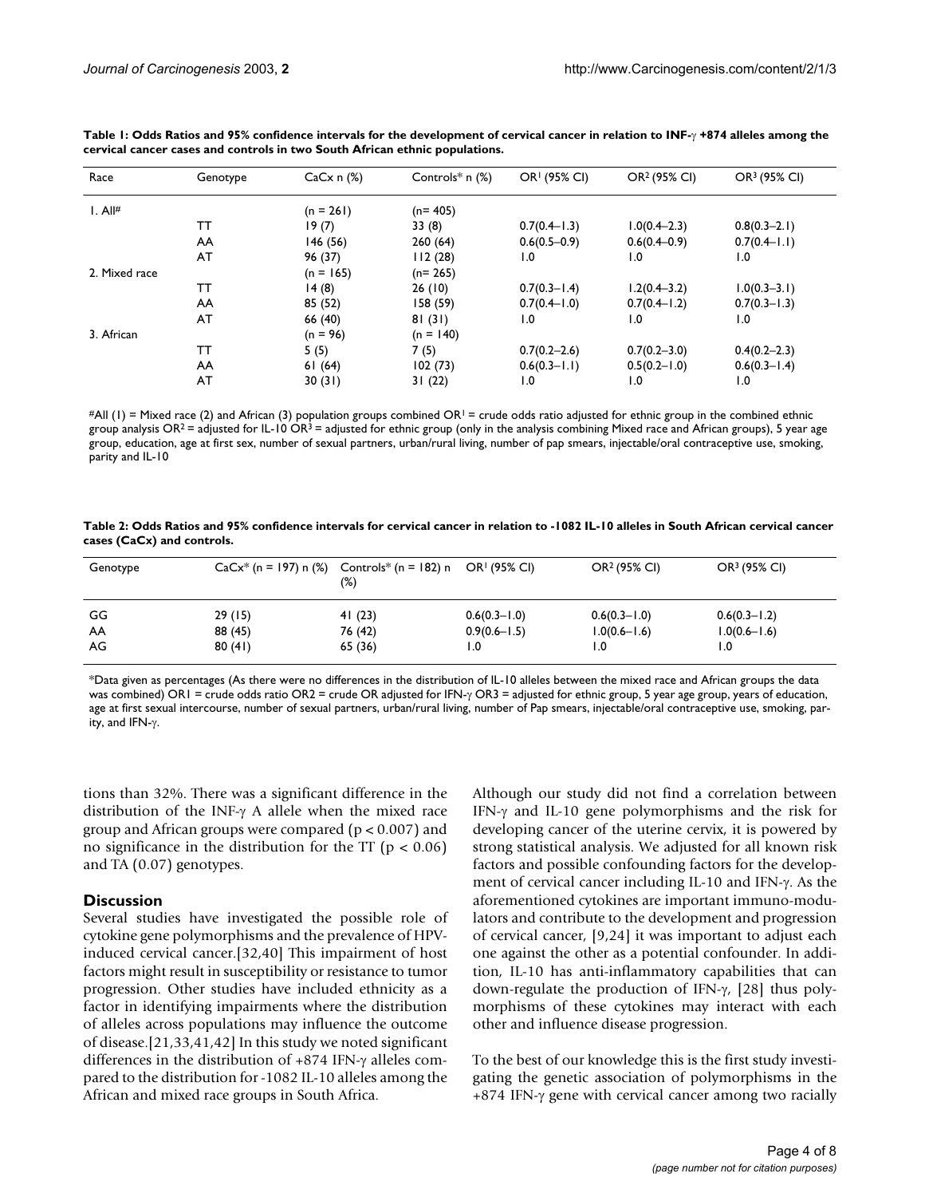**Table 1: Odds Ratios and 95% confidence intervals for the development of cervical cancer in relation to INF-γ +874 alleles among the cervical cancer cases and controls in two South African ethnic populations.**

| Race | Genotype | CaCx n (%) | Controls* n (%) | OR[1] (95% CI) | OR[2] (95% CI) | OR[3] (95% CI) |
|---|---|---|---|---|---|---|
| 1. All# | | (n = 261) | (n= 405) | | | |
| | TT | 19 (7) | 33 (8) | 0.7(0.4–1.3) | 1.0(0.4–2.3) | 0.8(0.3–2.1) |
| | AA | 146 (56) | 260 (64) | 0.6(0.5–0.9) | 0.6(0.4–0.9) | 0.7(0.4–1.1) |
| | AT | 96 (37) | 112 (28) | 1.0 | 1.0 | 1.0 |
| 2. Mixed race | | (n = 165) | (n= 265) | | | |
| | TT | 14 (8) | 26 (10) | 0.7(0.3–1.4) | 1.2(0.4–3.2) | 1.0(0.3–3.1) |
| | AA | 85 (52) | 158 (59) | 0.7(0.4–1.0) | 0.7(0.4–1.2) | 0.7(0.3–1.3) |
| | AT | 66 (40) | 81 (31) | 1.0 | 1.0 | 1.0 |
| 3. African | | (n = 96) | (n = 140) | | | |
| | TT | 5 (5) | 7 (5) | 0.7(0.2–2.6) | 0.7(0.2–3.0) | 0.4(0.2–2.3) |
| | AA | 61 (64) | 102 (73) | 0.6(0.3–1.1) | 0.5(0.2–1.0) | 0.6(0.3–1.4) |
| | AT | 30 (31) | 31 (22) | 1.0 | 1.0 | 1.0 |

#All (1) = Mixed race (2) and African (3) population groups combined OR[1] = crude odds ratio adjusted for ethnic group in the combined ethnic group analysis OR[2] = adjusted for IL-10 OR[3] = adjusted for ethnic group (only in the analysis combining Mixed race and African groups), 5 year age group, education, age at first sex, number of sexual partners, urban/rural living, number of pap smears, injectable/oral contraceptive use, smoking, parity and IL-10

**Table 2: Odds Ratios and 95% confidence intervals for cervical cancer in relation to -1082 IL-10 alleles in South African cervical cancer cases (CaCx) and controls.**

| Genotype | CaCx* (n = 197) n (%) | Controls* (n = 182) n (%) | OR[1] (95% CI) | OR[2] (95% CI) | OR[3] (95% CI) |
|---|---|---|---|---|---|
| GG | 29 (15) | 41 (23) | 0.6(0.3–1.0) | 0.6(0.3–1.0) | 0.6(0.3–1.2) |
| AA | 88 (45) | 76 (42) | 0.9(0.6–1.5) | 1.0(0.6–1.6) | 1.0(0.6–1.6) |
| AG | 80 (41) | 65 (36) | 1.0 | 1.0 | 1.0 |

*Data given as percentages (As there were no differences in the distribution of IL-10 alleles between the mixed race and African groups the data was combined) OR1 = crude odds ratio OR2 = crude OR adjusted for IFN-γ OR3 = adjusted for ethnic group, 5 year age group, years of education, age at first sexual intercourse, number of sexual partners, urban/rural living, number of Pap smears, injectable/oral contraceptive use, smoking, parity, and IFN-γ.

tions than 32%. There was a significant difference in the distribution of the INF-γ A allele when the mixed race group and African groups were compared ($p < 0.007$) and no significance in the distribution for the TT ($p < 0.06$) and TA (0.07) genotypes.

## Discussion

Several studies have investigated the possible role of cytokine gene polymorphisms and the prevalence of HPV-induced cervical cancer.[32,40] This impairment of host factors might result in susceptibility or resistance to tumor progression. Other studies have included ethnicity as a factor in identifying impairments where the distribution of alleles across populations may influence the outcome of disease.[21,33,41,42] In this study we noted significant differences in the distribution of +874 IFN-γ alleles compared to the distribution for -1082 IL-10 alleles among the African and mixed race groups in South Africa.

Although our study did not find a correlation between IFN-γ and IL-10 gene polymorphisms and the risk for developing cancer of the uterine cervix, it is powered by strong statistical analysis. We adjusted for all known risk factors and possible confounding factors for the development of cervical cancer including IL-10 and IFN-γ. As the aforementioned cytokines are important immuno-modulators and contribute to the development and progression of cervical cancer, [9,24] it was important to adjust each one against the other as a potential confounder. In addition, IL-10 has anti-inflammatory capabilities that can down-regulate the production of IFN-γ, [28] thus polymorphisms of these cytokines may interact with each other and influence disease progression.

To the best of our knowledge this is the first study investigating the genetic association of polymorphisms in the +874 IFN-γ gene with cervical cancer among two racially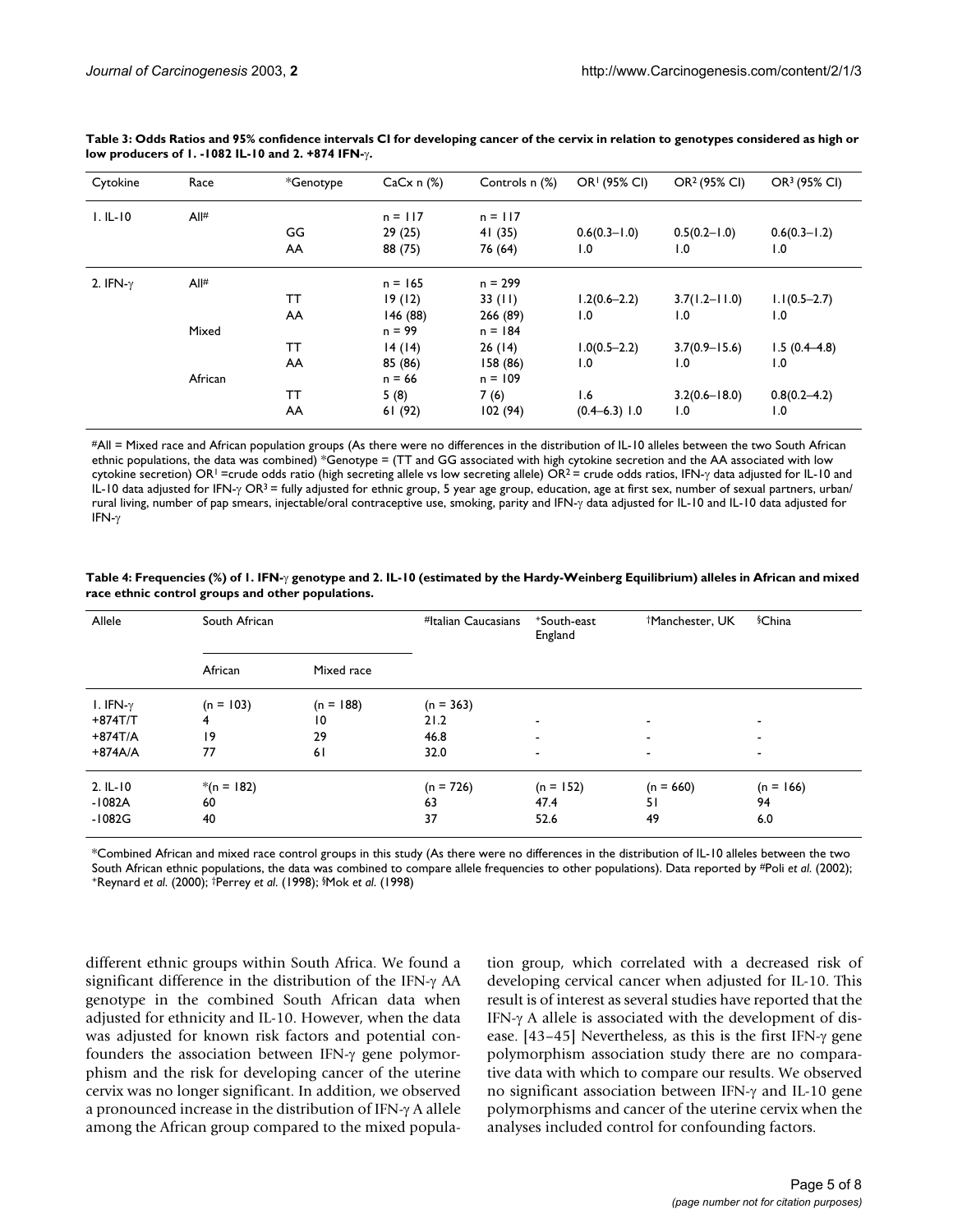**Table 3: Odds Ratios and 95% confidence intervals CI for developing cancer of the cervix in relation to genotypes considered as high or low producers of 1. -1082 IL-10 and 2. +874 IFN-γ.**

| Cytokine | Race | *Genotype | CaCx n (%) | Controls n (%) | OR[1] (95% CI) | OR[2] (95% CI) | OR[3] (95% CI) |
|---|---|---|---|---|---|---|---|
| 1. IL-10 | All# | | n = 117 | n = 117 | | | |
| | | GG | 29 (25) | 41 (35) | 0.6(0.3–1.0) | 0.5(0.2–1.0) | 0.6(0.3–1.2) |
| | | AA | 88 (75) | 76 (64) | 1.0 | 1.0 | 1.0 |
| 2. IFN-γ | All# | | n = 165 | n = 299 | | | |
| | | TT | 19 (12) | 33 (11) | 1.2(0.6–2.2) | 3.7(1.2–11.0) | 1.1(0.5–2.7) |
| | | AA | 146 (88) | 266 (89) | 1.0 | 1.0 | 1.0 |
| | Mixed | | n = 99 | n = 184 | | | |
| | | TT | 14 (14) | 26 (14) | 1.0(0.5–2.2) | 3.7(0.9–15.6) | 1.5 (0.4–4.8) |
| | | AA | 85 (86) | 158 (86) | 1.0 | 1.0 | 1.0 |
| | African | | n = 66 | n = 109 | | | |
| | | TT | 5 (8) | 7 (6) | 1.6 | 3.2(0.6–18.0) | 0.8(0.2–4.2) |
| | | AA | 61 (92) | 102 (94) | (0.4–6.3) 1.0 | 1.0 | 1.0 |

#All = Mixed race and African population groups (As there were no differences in the distribution of IL-10 alleles between the two South African ethnic populations, the data was combined) *Genotype = (TT and GG associated with high cytokine secretion and the AA associated with low cytokine secretion) OR[1] =crude odds ratio (high secreting allele vs low secreting allele) OR[2] = crude odds ratios, IFN-γ data adjusted for IL-10 and IL-10 data adjusted for IFN-γ OR[3] = fully adjusted for ethnic group, 5 year age group, education, age at first sex, number of sexual partners, urban/rural living, number of pap smears, injectable/oral contraceptive use, smoking, parity and IFN-γ data adjusted for IL-10 and IL-10 data adjusted for IFN-γ

**Table 4: Frequencies (%) of 1. IFN-γ genotype and 2. IL-10 (estimated by the Hardy-Weinberg Equilibrium) alleles in African and mixed race ethnic control groups and other populations.**

| Allele | South African | | #Italian Caucasians | +South-east England | †Manchester, UK | §China |
|---|---|---|---|---|---|---|
| | African | Mixed race | | | | |
| 1. IFN-γ | (n = 103) | (n = 188) | (n = 363) | | | |
| +874T/T | 4 | 10 | 21.2 | - | - | - |
| +874T/A | 19 | 29 | 46.8 | - | - | - |
| +874A/A | 77 | 61 | 32.0 | - | - | - |
| 2. IL-10 | *(n = 182) | | (n = 726) | (n = 152) | (n = 660) | (n = 166) |
| -1082A | 60 | | 63 | 47.4 | 51 | 94 |
| -1082G | 40 | | 37 | 52.6 | 49 | 6.0 |

*Combined African and mixed race control groups in this study (As there were no differences in the distribution of IL-10 alleles between the two South African ethnic populations, the data was combined to compare allele frequencies to other populations). Data reported by #Poli *et al.* (2002); +Reynard *et al.* (2000); †Perrey *et al.* (1998); §Mok *et al.* (1998)

different ethnic groups within South Africa. We found a significant difference in the distribution of the IFN-γ AA genotype in the combined South African data when adjusted for ethnicity and IL-10. However, when the data was adjusted for known risk factors and potential confounders the association between IFN-γ gene polymorphism and the risk for developing cancer of the uterine cervix was no longer significant. In addition, we observed a pronounced increase in the distribution of IFN-γ A allele among the African group compared to the mixed population group, which correlated with a decreased risk of developing cervical cancer when adjusted for IL-10. This result is of interest as several studies have reported that the IFN-γ A allele is associated with the development of disease. [43–45] Nevertheless, as this is the first IFN-γ gene polymorphism association study there are no comparative data with which to compare our results. We observed no significant association between IFN-γ and IL-10 gene polymorphisms and cancer of the uterine cervix when the analyses included control for confounding factors.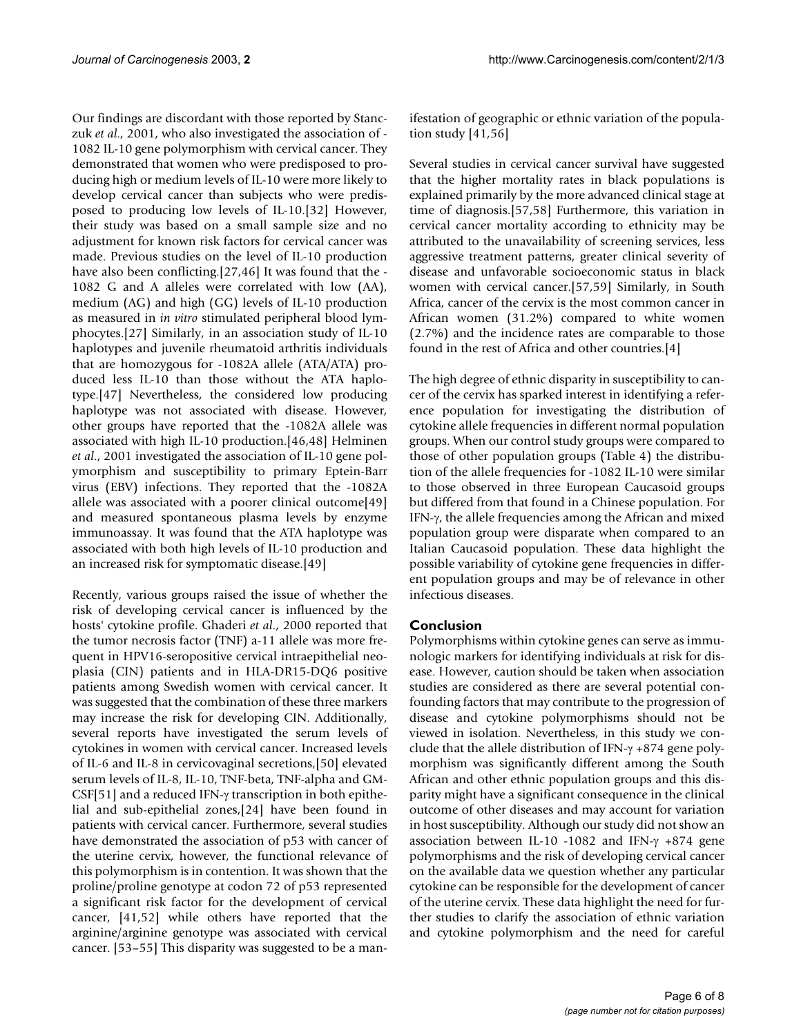Our findings are discordant with those reported by Stanczuk *et al*., 2001, who also investigated the association of -1082 IL-10 gene polymorphism with cervical cancer. They demonstrated that women who were predisposed to producing high or medium levels of IL-10 were more likely to develop cervical cancer than subjects who were predisposed to producing low levels of IL-10.[32] However, their study was based on a small sample size and no adjustment for known risk factors for cervical cancer was made. Previous studies on the level of IL-10 production have also been conflicting.[27,46] It was found that the -1082 G and A alleles were correlated with low (AA), medium (AG) and high (GG) levels of IL-10 production as measured in *in vitro* stimulated peripheral blood lymphocytes.[27] Similarly, in an association study of IL-10 haplotypes and juvenile rheumatoid arthritis individuals that are homozygous for -1082A allele (ATA/ATA) produced less IL-10 than those without the ATA haplotype.[47] Nevertheless, the considered low producing haplotype was not associated with disease. However, other groups have reported that the -1082A allele was associated with high IL-10 production.[46,48] Helminen *et al*., 2001 investigated the association of IL-10 gene polymorphism and susceptibility to primary Eptein-Barr virus (EBV) infections. They reported that the -1082A allele was associated with a poorer clinical outcome[49] and measured spontaneous plasma levels by enzyme immunoassay. It was found that the ATA haplotype was associated with both high levels of IL-10 production and an increased risk for symptomatic disease.[49]

Recently, various groups raised the issue of whether the risk of developing cervical cancer is influenced by the hosts' cytokine profile. Ghaderi *et al*., 2000 reported that the tumor necrosis factor (TNF) a-11 allele was more frequent in HPV16-seropositive cervical intraepithelial neoplasia (CIN) patients and in HLA-DR15-DQ6 positive patients among Swedish women with cervical cancer. It was suggested that the combination of these three markers may increase the risk for developing CIN. Additionally, several reports have investigated the serum levels of cytokines in women with cervical cancer. Increased levels of IL-6 and IL-8 in cervicovaginal secretions,[50] elevated serum levels of IL-8, IL-10, TNF-beta, TNF-alpha and GM-CSF[51] and a reduced IFN-γ transcription in both epithelial and sub-epithelial zones,[24] have been found in patients with cervical cancer. Furthermore, several studies have demonstrated the association of p53 with cancer of the uterine cervix, however, the functional relevance of this polymorphism is in contention. It was shown that the proline/proline genotype at codon 72 of p53 represented a significant risk factor for the development of cervical cancer, [41,52] while others have reported that the arginine/arginine genotype was associated with cervical cancer. [53–55] This disparity was suggested to be a manifestation of geographic or ethnic variation of the population study [41,56]

Several studies in cervical cancer survival have suggested that the higher mortality rates in black populations is explained primarily by the more advanced clinical stage at time of diagnosis.[57,58] Furthermore, this variation in cervical cancer mortality according to ethnicity may be attributed to the unavailability of screening services, less aggressive treatment patterns, greater clinical severity of disease and unfavorable socioeconomic status in black women with cervical cancer.[57,59] Similarly, in South Africa, cancer of the cervix is the most common cancer in African women (31.2%) compared to white women (2.7%) and the incidence rates are comparable to those found in the rest of Africa and other countries.[4]

The high degree of ethnic disparity in susceptibility to cancer of the cervix has sparked interest in identifying a reference population for investigating the distribution of cytokine allele frequencies in different normal population groups. When our control study groups were compared to those of other population groups (Table 4) the distribution of the allele frequencies for -1082 IL-10 were similar to those observed in three European Caucasoid groups but differed from that found in a Chinese population. For IFN-γ, the allele frequencies among the African and mixed population group were disparate when compared to an Italian Caucasoid population. These data highlight the possible variability of cytokine gene frequencies in different population groups and may be of relevance in other infectious diseases.

## Conclusion

Polymorphisms within cytokine genes can serve as immunologic markers for identifying individuals at risk for disease. However, caution should be taken when association studies are considered as there are several potential confounding factors that may contribute to the progression of disease and cytokine polymorphisms should not be viewed in isolation. Nevertheless, in this study we conclude that the allele distribution of IFN-γ +874 gene polymorphism was significantly different among the South African and other ethnic population groups and this disparity might have a significant consequence in the clinical outcome of other diseases and may account for variation in host susceptibility. Although our study did not show an association between IL-10 -1082 and IFN-γ +874 gene polymorphisms and the risk of developing cervical cancer on the available data we question whether any particular cytokine can be responsible for the development of cancer of the uterine cervix. These data highlight the need for further studies to clarify the association of ethnic variation and cytokine polymorphism and the need for careful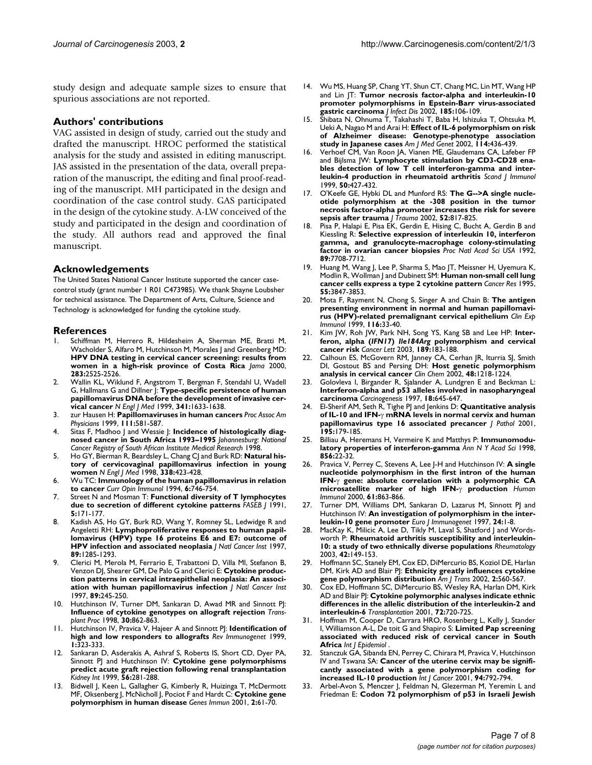study design and adequate sample sizes to ensure that spurious associations are not reported.

## Authors' contributions

VAG assisted in design of study, carried out the study and drafted the manuscript. HROC performed the statistical analysis for the study and assisted in editing manuscript. JAS assisted in the presentation of the data, overall preparation of the manuscript, the editing and final proof-reading of the manuscript. MH participated in the design and coordination of the case control study. GAS participated in the design of the cytokine study. A-LW conceived of the study and participated in the design and coordination of the study. All authors read and approved the final manuscript.

## Acknowledgements

The United States National Cancer Institute supported the cancer case-control study (grant number 1 R01 C473985). We thank Shayne Loubsher for technical assistance. The Department of Arts, Culture, Science and Technology is acknowledged for funding the cytokine study.

## References

1. Schiffman M, Herrero R, Hildesheim A, Sherman ME, Bratti M, Wacholder S, Alfaro M, Hutchinson M, Morales J and Greenberg MD: **HPV DNA testing in cervical cancer screening: results from women in a high-risk province of Costa Rica** *Jama* 2000, **283:**2525-2526.
2. Wallin KL, Wiklund F, Angstrom T, Bergman F, Stendahl U, Wadell G, Hallmans G and Dillner J: **Type-specific persistence of human papillomavirus DNA before the development of invasive cervical cancer** *N Engl J Med* 1999, **341:**1633-1638.
3. zur Hausen H: **Papillomaviruses in human cancers** *Proc Assoc Am Physicians* 1999, **111:**581-587.
4. Sitas F, Madhoo J and Wessie J: **Incidence of histologically diagnosed cancer in South Africa 1993–1995** *Johannesburg: National Cancer Registry of South African Institute Medical Research* 1998.
5. Ho GY, Bierman R, Beardsley L, Chang CJ and Burk RD: **Natural history of cervicovaginal papillomavirus infection in young women** *N Engl J Med* 1998, **338:**423-428.
6. Wu TC: **Immunology of the human papillomavirus in relation to cancer** *Curr Opin Immunol* 1994, **6:**746-754.
7. Street N and Mosman T: **Functional diversity of T lymphocytes due to secretion of different cytokine patterns** *FASEB J* 1991, **5:**171-177.
8. Kadish AS, Ho GY, Burk RD, Wang Y, Romney SL, Ledwidge R and Angeletti RH: **Lymphoproliferative responses to human papillomavirus (HPV) type 16 proteins E6 and E7: outcome of HPV infection and associated neoplasia** *J Natl Cancer Inst* 1997, **89:**1285-1293.
9. Clerici M, Merola M, Ferrario E, Trabattoni D, Villa MI, Stefanon B, Venzon DJ, Shearer GM, De Palo G and Clerici E: **Cytokine production patterns in cervical intraepithelial neoplasia: An association with human papillomavirus infection** *J Natl Cancer Inst* 1997, **89:**245-250.
10. Hutchinson IV, Turner DM, Sankaran D, Awad MR and Sinnott PJ: **Influence of cytokine genotypes on allograft rejection** *Transplant Proc* 1998, **30:**862-863.
11. Hutchinson IV, Pravica V, Hajeer A and Sinnott PJ: **Identification of high and low responders to allografts** *Rev Immunogenet* 1999, **1:**323-333.
12. Sankaran D, Asderakis A, Ashraf S, Roberts IS, Short CD, Dyer PA, Sinnott PJ and Hutchinson IV: **Cytokine gene polymorphisms predict acute graft rejection following renal transplantation** *Kidney Int* 1999, **56:**281-288.
13. Bidwell J, Keen L, Gallagher G, Kimberly R, Huizinga T, McDermott MF, Oksenberg J, McNicholl J, Pociot F and Hardt C: **Cytokine gene polymorphism in human disease** *Genes Immun* 2001, **2:**61-70.
14. Wu MS, Huang SP, Chang YT, Shun CT, Chang MC, Lin MT, Wang HP and Lin JT: **Tumor necrosis factor-alpha and interleukin-10 promoter polymorphisms in Epstein-Barr virus-associated gastric carcinoma** *J Infect Dis* 2002, **185:**106-109.
15. Shibata N, Ohnuma T, Takahashi T, Baba H, Ishizuka T, Ohtsuka M, Ueki A, Nagao M and Arai H: **Effect of IL-6 polymorphism on risk of Alzheimer disease: Genotype-phenotype association study in Japanese cases** *Am J Med Genet* 2002, **114:**436-439.
16. Verhoef CM, Van Roon JA, Vianen ME, Glaudemans CA, Lafeber FP and Bijlsma JW: **Lymphocyte stimulation by CD3-CD28 enables detection of low T cell interferon-gamma and interleukin-4 production in rheumatoid arthritis** *Scand J Immunol* 1999, **50:**427-432.
17. O'Keefe GE, Hybki DL and Munford RS: **The G-->A single nucleotide polymorphism at the -308 position in the tumor necrosis factor-alpha promoter increases the risk for severe sepsis after trauma** *J Trauma* 2002, **52:**817-825.
18. Pisa P, Halapi E, Pisa EK, Gerdin E, Hising C, Bucht A, Gerdin B and Kiessling R: **Selective expression of interleukin 10, interferon gamma, and granulocyte-macrophage colony-stimulating factor in ovarian cancer biopsies** *Proc Natl Acad Sci USA* 1992, **89:**7708-7712.
19. Huang M, Wang J, Lee P, Sharma S, Mao JT, Meissner H, Uyemura K, Modlin R, Wollman J and Dubinett SM: **Human non-small cell lung cancer cells express a type 2 cytokine pattern** *Cancer Res* 1995, **55:**3847-3853.
20. Mota F, Rayment N, Chong S, Singer A and Chain B: **The antigen presenting environment in normal and human papillomavirus (HPV)-related premalignant cervical epithelium** *Clin Exp Immunol* 1999, **116:**33-40.
21. Kim JW, Roh JW, Park NH, Song YS, Kang SB and Lee HP: **Interferon, alpha (*IFN17*) *Ile184Arg* polymorphism and cervical cancer risk** *Cancer Lett* 2003, **189:**183-188.
22. Calhoun ES, McGovern RM, Janney CA, Cerhan JR, Iturria SJ, Smith DI, Gostout BS and Persing DH: **Host genetic polymorphism analysis in cervical cancer** *Clin Chem* 2002, **48:**1218-1224.
23. Golovleva I, Birgander R, Sjalander A, Lundgren E and Beckman L: **Interferon-alpha and p53 alleles involved in nasopharyngeal carcinoma** *Carcinogenesis* 1997, **18:**645-647.
24. El-Sherif AM, Seth R, Tighe PJ and Jenkins D: **Quantitative analysis of IL-10 and IFN-γ mRNA levels in normal cervix and human papillomavirus type 16 associated precancer** *J Pathol* 2001, **195:**179-185.
25. Billiau A, Heremans H, Vermeire K and Matthys P: **Immunomodulatory properties of interferon-gamma** *Ann N Y Acad Sci* 1998, **856:**22-32.
26. Pravica V, Perrey C, Stevens A, Lee J-H and Hutchinson IV: **A single nucleotide polymorphism in the first intron of the human IFN-γ gene: absolute correlation with a polymorphic CA microsatellite marker of high IFN-γ production** *Human Immunol* 2000, **61:**863-866.
27. Turner DM, Williams DM, Sankaran D, Lazarus M, Sinnott PJ and Hutchinson IV: **An investigation of polymorphism in the interleukin-10 gene promoter** *Euro J Immunogenet* 1997, **24:**1-8.
28. MacKay K, Milicic A, Lee D, Tikly M, Laval S, Shatford J and Wordsworth P: **Rheumatoid arthritis susceptibility and interleukin-10: a study of two ethnically diverse populations** *Rheumatology* 2003, **42:**149-153.
29. Hoffmann SC, Stanely EM, Cox ED, DiMercurio BS, Koziol DE, Harlan DM, Kirk AD and Blair PJ: **Ethnicity greatly influences cytokine gene polymorphism distribution** *Am J Trans* 2002, **2:**560-567.
30. Cox ED, Hoffmann SC, DiMercurio BS, Wesley RA, Harlan DM, Kirk AD and Blair PJ: **Cytokine polymorphic analyses indicate ethnic differences in the allelic distribution of the interleukin-2 and interleukin-6** *Transplantation* 2001, **72:**720-725.
31. Hoffman M, Cooper D, Carrara HRO, Rosenberg L, Kelly J, Stander I, Williamson A-L, De toit G and Shapiro S: **Limited Pap screening associated with reduced risk of cervical cancer in South Africa** *Int J Epidemiol* .
32. Stanczuk GA, Sibanda EN, Perrey C, Chirara M, Pravica V, Hutchinson IV and Tswana SA: **Cancer of the uterine cervix may be significantly associated with a gene polymorphism coding for increased IL-10 production** *Int J Cancer* 2001, **94:**792-794.
33. Arbel-Avon S, Menczer J, Feldman N, Glezerman M, Yeremin L and Friedman E: **Codon 72 polymorphism of p53 in Israeli Jewish**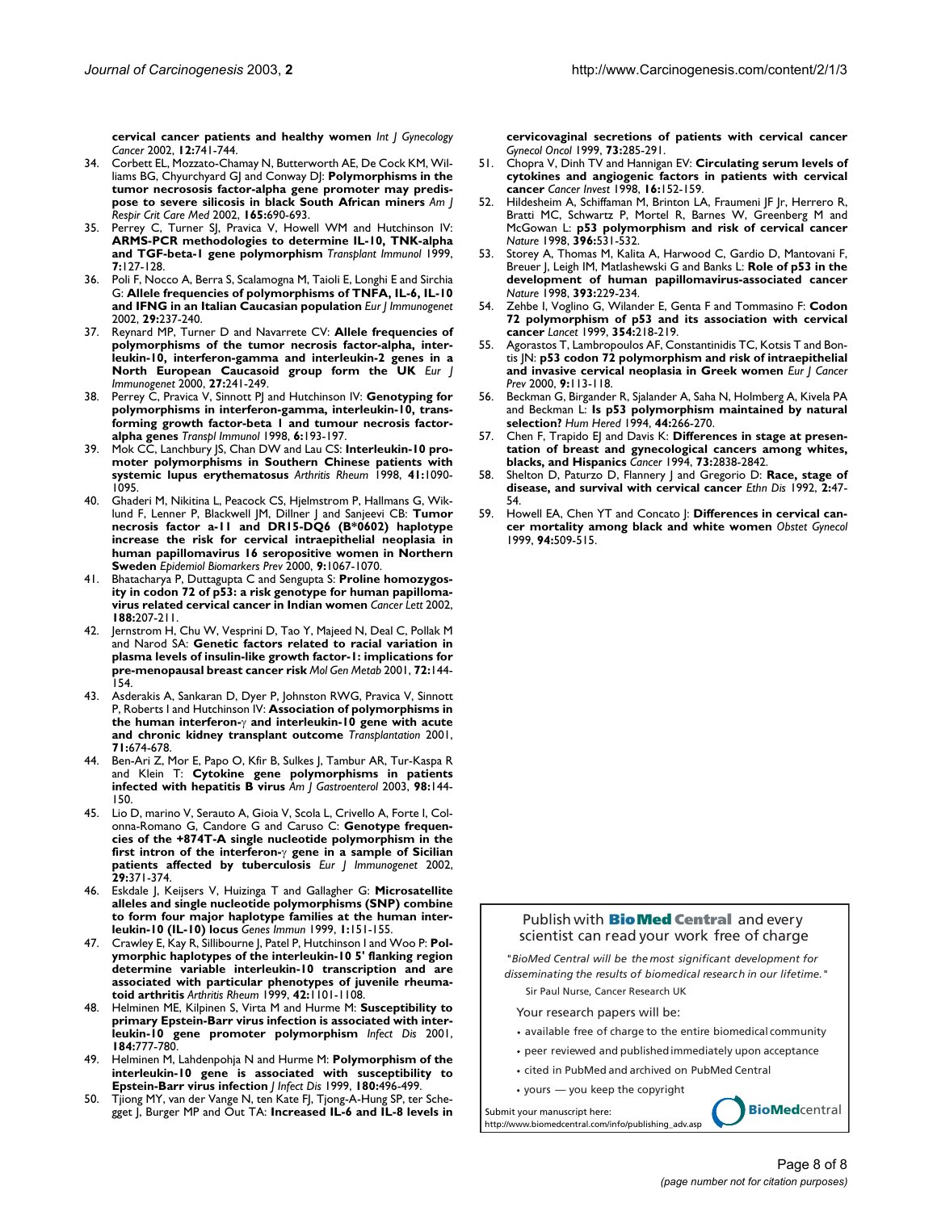**cervical cancer patients and healthy women** *Int J Gynecology Cancer* 2002, **12:**741-744.

34. Corbett EL, Mozzato-Chamay N, Butterworth AE, De Cock KM, Williams BG, Chyurchyard GJ and Conway DJ: **Polymorphisms in the tumor necrososis factor-alpha gene promoter may predispose to severe silicosis in black South African miners** *Am J Respir Crit Care Med* 2002, **165:**690-693.
35. Perrey C, Turner SJ, Pravica V, Howell WM and Hutchinson IV: **ARMS-PCR methodologies to determine IL-10, TNK-alpha and TGF-beta-1 gene polymorphism** *Transplant Immunol* 1999, **7:**127-128.
36. Poli F, Nocco A, Berra S, Scalamogna M, Taioli E, Longhi E and Sirchia G: **Allele frequencies of polymorphisms of TNFA, IL-6, IL-10 and IFNG in an Italian Caucasian population** *Eur J Immunogenet* 2002, **29:**237-240.
37. Reynard MP, Turner D and Navarrete CV: **Allele frequencies of polymorphisms of the tumor necrosis factor-alpha, interleukin-10, interferon-gamma and interleukin-2 genes in a North European Caucasoid group form the UK** *Eur J Immunogenet* 2000, **27:**241-249.
38. Perrey C, Pravica V, Sinnott PJ and Hutchinson IV: **Genotyping for polymorphisms in interferon-gamma, interleukin-10, transforming growth factor-beta 1 and tumour necrosis factor-alpha genes** *Transpl Immunol* 1998, **6:**193-197.
39. Mok CC, Lanchbury JS, Chan DW and Lau CS: **Interleukin-10 promoter polymorphisms in Southern Chinese patients with systemic lupus erythematosus** *Arthritis Rheum* 1998, **41:**1090-1095.
40. Ghaderi M, Nikitina L, Peacock CS, Hjelmstrom P, Hallmans G, Wiklund F, Lenner P, Blackwell JM, Dillner J and Sanjeevi CB: **Tumor necrosis factor a-11 and DR15-DQ6 (B*0602) haplotype increase the risk for cervical intraepithelial neoplasia in human papillomavirus 16 seropositive women in Northern Sweden** *Epidemiol Biomarkers Prev* 2000, **9:**1067-1070.
41. Bhatacharya P, Duttagupta C and Sengupta S: **Proline homozygosity in codon 72 of p53: a risk genotype for human papillomavirus related cervical cancer in Indian women** *Cancer Lett* 2002, **188:**207-211.
42. Jernstrom H, Chu W, Vesprini D, Tao Y, Majeed N, Deal C, Pollak M and Narod SA: **Genetic factors related to racial variation in plasma levels of insulin-like growth factor-1: implications for pre-menopausal breast cancer risk** *Mol Gen Metab* 2001, **72:**144-154.
43. Asderakis A, Sankaran D, Dyer P, Johnston RWG, Pravica V, Sinnott P, Roberts I and Hutchinson IV: **Association of polymorphisms in the human interferon-γ and interleukin-10 gene with acute and chronic kidney transplant outcome** *Transplantation* 2001, **71:**674-678.
44. Ben-Ari Z, Mor E, Papo O, Kfir B, Sulkes J, Tambur AR, Tur-Kaspa R and Klein T: **Cytokine gene polymorphisms in patients infected with hepatitis B virus** *Am J Gastroenterol* 2003, **98:**144-150.
45. Lio D, marino V, Serauto A, Gioia V, Scola L, Crivello A, Forte I, Colonna-Romano G, Candore G and Caruso C: **Genotype frequencies of the +874T-A single nucleotide polymorphism in the first intron of the interferon-γ gene in a sample of Sicilian patients affected by tuberculosis** *Eur J Immunogenet* 2002, **29:**371-374.
46. Eskdale J, Keijsers V, Huizinga T and Gallagher G: **Microsatellite alleles and single nucleotide polymorphisms (SNP) combine to form four major haplotype families at the human interleukin-10 (IL-10) locus** *Genes Immun* 1999, **1:**151-155.
47. Crawley E, Kay R, Sillibourne J, Patel P, Hutchinson I and Woo P: **Polymorphic haplotypes of the interleukin-10 5' flanking region determine variable interleukin-10 transcription and are associated with particular phenotypes of juvenile rheumatoid arthritis** *Arthritis Rheum* 1999, **42:**1101-1108.
48. Helminen ME, Kilpinen S, Virta M and Hurme M: **Susceptibility to primary Epstein-Barr virus infection is associated with interleukin-10 gene promoter polymorphism** *Infect Dis* 2001, **184:**777-780.
49. Helminen M, Lahdenpohja N and Hurme M: **Polymorphism of the interleukin-10 gene is associated with susceptibility to Epstein-Barr virus infection** *J Infect Dis* 1999, **180:**496-499.
50. Tjiong MY, van der Vange N, ten Kate FJ, Tjong-A-Hung SP, ter Schegget J, Burger MP and Out TA: **Increased IL-6 and IL-8 levels in cervicovaginal secretions of patients with cervical cancer** *Gynecol Oncol* 1999, **73:**285-291.
51. Chopra V, Dinh TV and Hannigan EV: **Circulating serum levels of cytokines and angiogenic factors in patients with cervical cancer** *Cancer Invest* 1998, **16:**152-159.
52. Hildesheim A, Schiffaman M, Brinton LA, Fraumeni JF Jr, Herrero R, Bratti MC, Schwartz P, Mortel R, Barnes W, Greenberg M and McGowan L: **p53 polymorphism and risk of cervical cancer** *Nature* 1998, **396:**531-532.
53. Storey A, Thomas M, Kalita A, Harwood C, Gardio D, Mantovani F, Breuer J, Leigh IM, Matlashewski G and Banks L: **Role of p53 in the development of human papillomavirus-associated cancer** *Nature* 1998, **393:**229-234.
54. Zehbe I, Voglino G, Wilander E, Genta F and Tommasino F: **Codon 72 polymorphism of p53 and its association with cervical cancer** *Lancet* 1999, **354:**218-219.
55. Agorastos T, Lambropoulos AF, Constantinidis TC, Kotsis T and Bontis JN: **p53 codon 72 polymorphism and risk of intraepithelial and invasive cervical neoplasia in Greek women** *Eur J Cancer Prev* 2000, **9:**113-118.
56. Beckman G, Birgander R, Sjalander A, Saha N, Holmberg A, Kivela PA and Beckman L: **Is p53 polymorphism maintained by natural selection?** *Hum Hered* 1994, **44:**266-270.
57. Chen F, Trapido EJ and Davis K: **Differences in stage at presentation of breast and gynecological cancers among whites, blacks, and Hispanics** *Cancer* 1994, **73:**2838-2842.
58. Shelton D, Paturzo D, Flannery J and Gregorio D: **Race, stage of disease, and survival with cervical cancer** *Ethn Dis* 1992, **2:**47-54.
59. Howell EA, Chen YT and Concato J: **Differences in cervical cancer mortality among black and white women** *Obstet Gynecol* 1999, **94:**509-515.

Publish with **BioMed Central** and every scientist can read your work free of charge

*"BioMed Central will be the most significant development for disseminating the results of biomedical research in our lifetime."*

Sir Paul Nurse, Cancer Research UK

Your research papers will be:

- available free of charge to the entire biomedical community
- peer reviewed and published immediately upon acceptance
- cited in PubMed and archived on PubMed Central
- yours — you keep the copyright

Submit your manuscript here:
http://www.biomedcentral.com/info/publishing_adv.asp

**BioMed**central